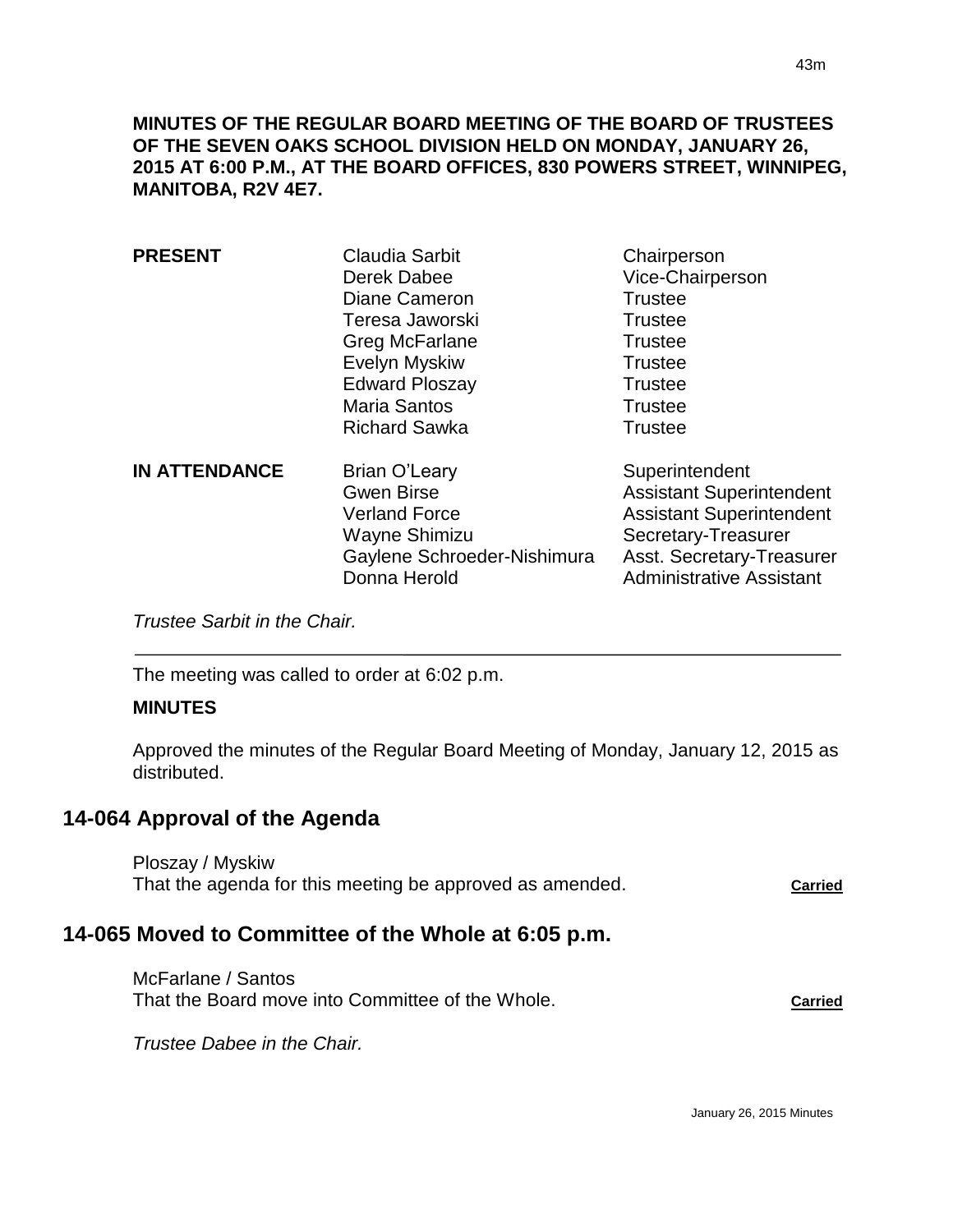**MINUTES OF THE REGULAR BOARD MEETING OF THE BOARD OF TRUSTEES OF THE SEVEN OAKS SCHOOL DIVISION HELD ON MONDAY, JANUARY 26, 2015 AT 6:00 P.M., AT THE BOARD OFFICES, 830 POWERS STREET, WINNIPEG, MANITOBA, R2V 4E7.**

| | | |
|---|---|---|
| **PRESENT** | Claudia Sarbit | Chairperson |
| | Derek Dabee | Vice-Chairperson |
| | Diane Cameron | Trustee |
| | Teresa Jaworski | Trustee |
| | Greg McFarlane | Trustee |
| | Evelyn Myskiw | Trustee |
| | Edward Ploszay | Trustee |
| | Maria Santos | Trustee |
| | Richard Sawka | Trustee |
| **IN ATTENDANCE** | Brian O'Leary | Superintendent |
| | Gwen Birse | Assistant Superintendent |
| | Verland Force | Assistant Superintendent |
| | Wayne Shimizu | Secretary-Treasurer |
| | Gaylene Schroeder-Nishimura | Asst. Secretary-Treasurer |
| | Donna Herold | Administrative Assistant |

*Trustee Sarbit in the Chair.*

---

The meeting was called to order at 6:02 p.m.

**MINUTES**

Approved the minutes of the Regular Board Meeting of Monday, January 12, 2015 as distributed.

## 14-064 Approval of the Agenda

Ploszay / Myskiw
That the agenda for this meeting be approved as amended. **Carried**

## 14-065 Moved to Committee of the Whole at 6:05 p.m.

McFarlane / Santos
That the Board move into Committee of the Whole. **Carried**

*Trustee Dabee in the Chair.*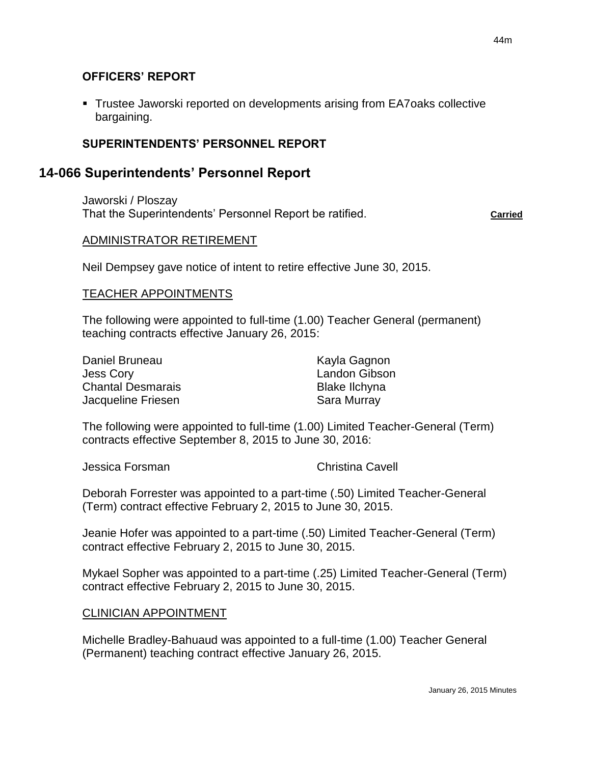**OFFICERS' REPORT**

- Trustee Jaworski reported on developments arising from EA7oaks collective bargaining.

**SUPERINTENDENTS' PERSONNEL REPORT**

## 14-066 Superintendents' Personnel Report

Jaworski / Ploszay
That the Superintendents' Personnel Report be ratified. **Carried**

ADMINISTRATOR RETIREMENT

Neil Dempsey gave notice of intent to retire effective June 30, 2015.

TEACHER APPOINTMENTS

The following were appointed to full-time (1.00) Teacher General (permanent) teaching contracts effective January 26, 2015:

Daniel Bruneau
Jess Cory
Chantal Desmarais
Jacqueline Friesen
Kayla Gagnon
Landon Gibson
Blake Ilchyna
Sara Murray

The following were appointed to full-time (1.00) Limited Teacher-General (Term) contracts effective September 8, 2015 to June 30, 2016:

Jessica Forsman
Christina Cavell

Deborah Forrester was appointed to a part-time (.50) Limited Teacher-General (Term) contract effective February 2, 2015 to June 30, 2015.

Jeanie Hofer was appointed to a part-time (.50) Limited Teacher-General (Term) contract effective February 2, 2015 to June 30, 2015.

Mykael Sopher was appointed to a part-time (.25) Limited Teacher-General (Term) contract effective February 2, 2015 to June 30, 2015.

CLINICIAN APPOINTMENT

Michelle Bradley-Bahuaud was appointed to a full-time (1.00) Teacher General (Permanent) teaching contract effective January 26, 2015.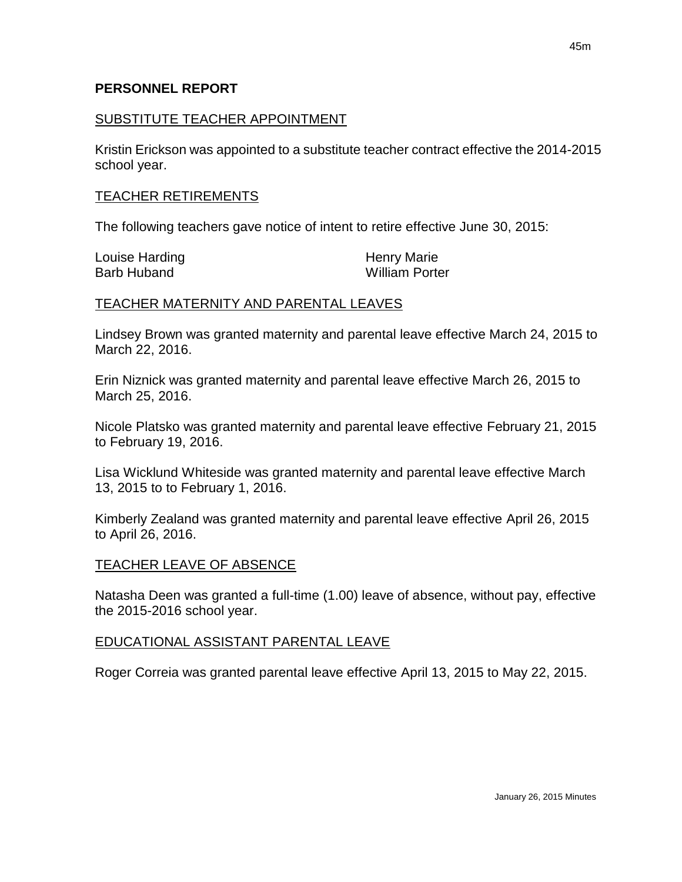## PERSONNEL REPORT

### SUBSTITUTE TEACHER APPOINTMENT

Kristin Erickson was appointed to a substitute teacher contract effective the 2014-2015 school year.

### TEACHER RETIREMENTS

The following teachers gave notice of intent to retire effective June 30, 2015:

Louise Harding
Barb Huband
Henry Marie
William Porter

### TEACHER MATERNITY AND PARENTAL LEAVES

Lindsey Brown was granted maternity and parental leave effective March 24, 2015 to March 22, 2016.

Erin Niznick was granted maternity and parental leave effective March 26, 2015 to March 25, 2016.

Nicole Platsko was granted maternity and parental leave effective February 21, 2015 to February 19, 2016.

Lisa Wicklund Whiteside was granted maternity and parental leave effective March 13, 2015 to to February 1, 2016.

Kimberly Zealand was granted maternity and parental leave effective April 26, 2015 to April 26, 2016.

### TEACHER LEAVE OF ABSENCE

Natasha Deen was granted a full-time (1.00) leave of absence, without pay, effective the 2015-2016 school year.

### EDUCATIONAL ASSISTANT PARENTAL LEAVE

Roger Correia was granted parental leave effective April 13, 2015 to May 22, 2015.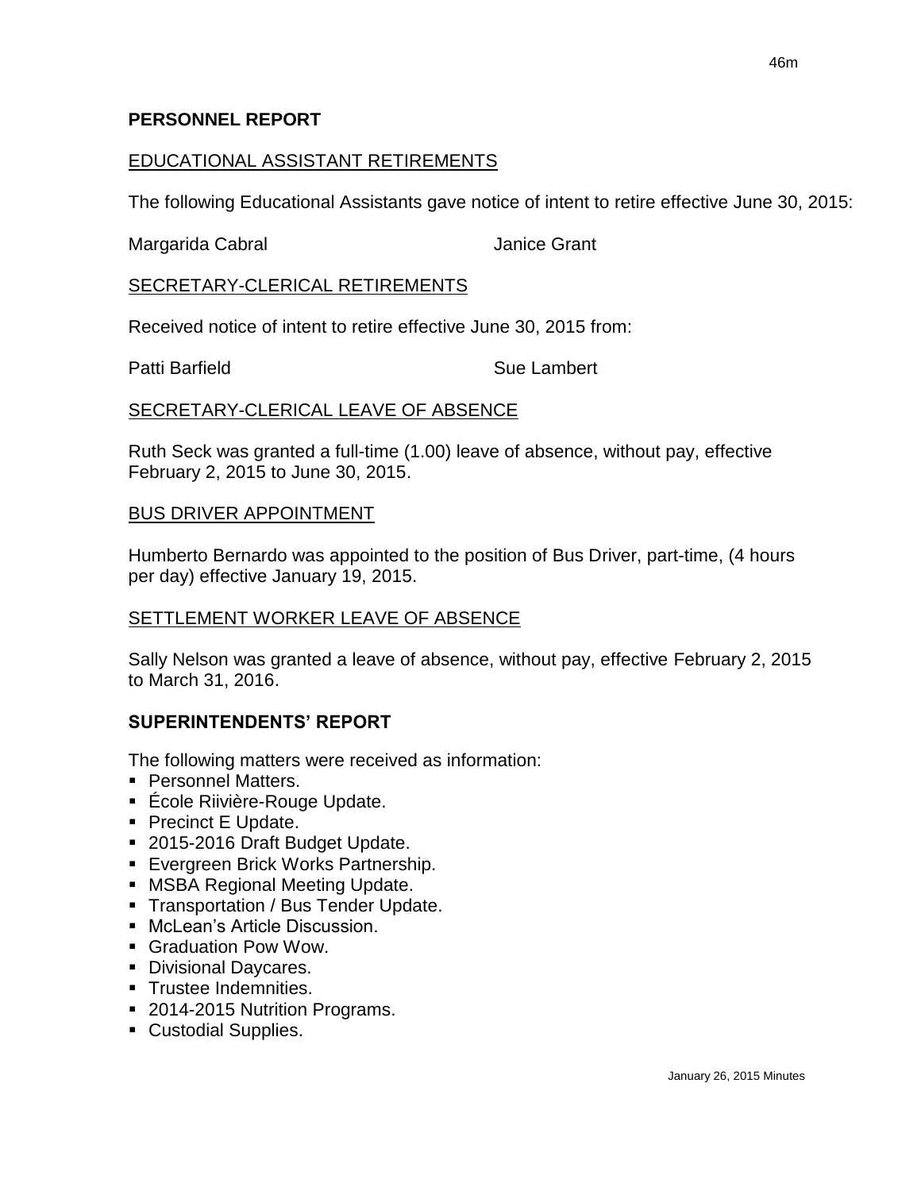## PERSONNEL REPORT

EDUCATIONAL ASSISTANT RETIREMENTS

The following Educational Assistants gave notice of intent to retire effective June 30, 2015:

Margarida Cabral Janice Grant

SECRETARY-CLERICAL RETIREMENTS

Received notice of intent to retire effective June 30, 2015 from:

Patti Barfield Sue Lambert

SECRETARY-CLERICAL LEAVE OF ABSENCE

Ruth Seck was granted a full-time (1.00) leave of absence, without pay, effective February 2, 2015 to June 30, 2015.

BUS DRIVER APPOINTMENT

Humberto Bernardo was appointed to the position of Bus Driver, part-time, (4 hours per day) effective January 19, 2015.

SETTLEMENT WORKER LEAVE OF ABSENCE

Sally Nelson was granted a leave of absence, without pay, effective February 2, 2015 to March 31, 2016.

## SUPERINTENDENTS' REPORT

The following matters were received as information:

- Personnel Matters.
- École Riivière-Rouge Update.
- Precinct E Update.
- 2015-2016 Draft Budget Update.
- Evergreen Brick Works Partnership.
- MSBA Regional Meeting Update.
- Transportation / Bus Tender Update.
- McLean's Article Discussion.
- Graduation Pow Wow.
- Divisional Daycares.
- Trustee Indemnities.
- 2014-2015 Nutrition Programs.
- Custodial Supplies.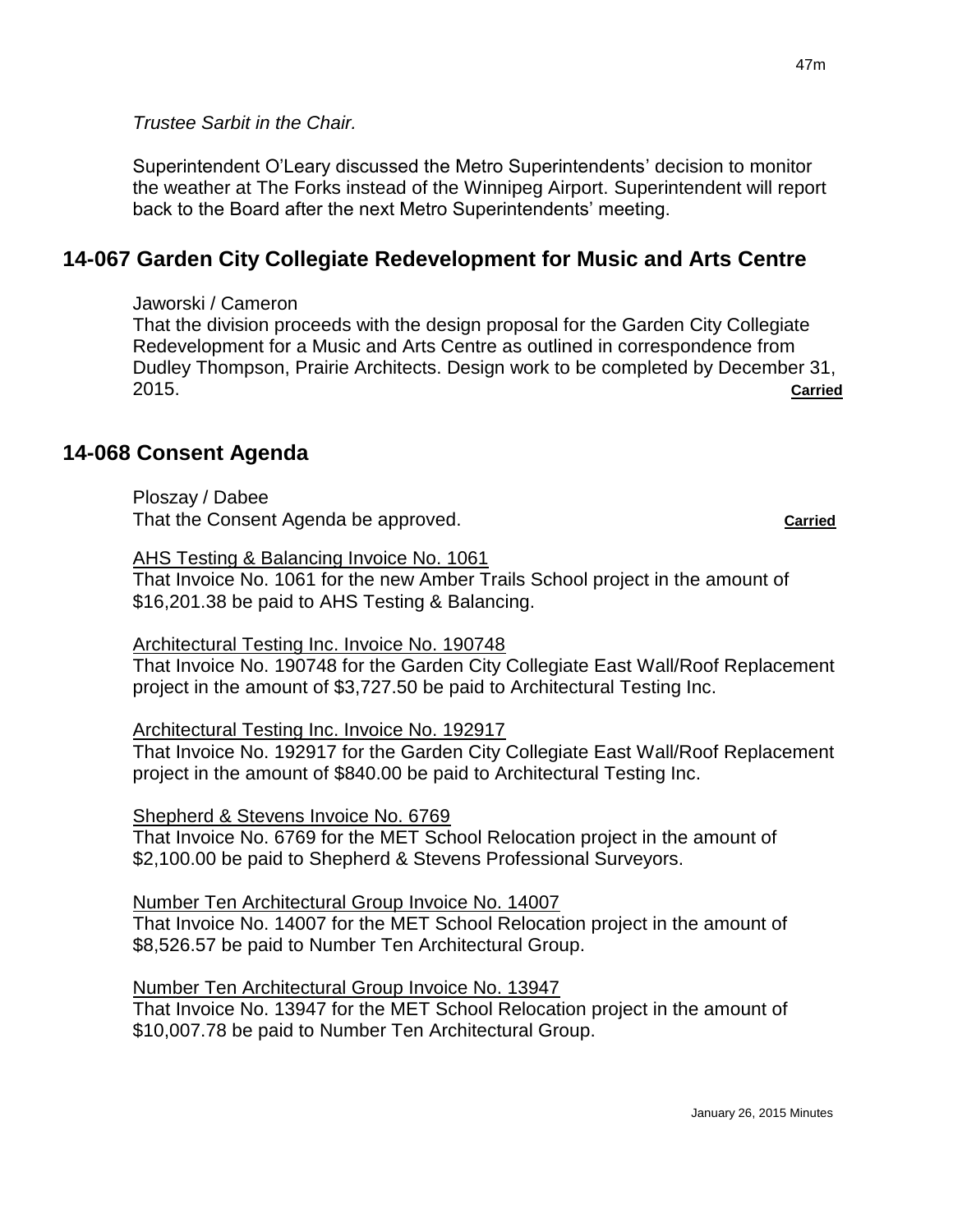*Trustee Sarbit in the Chair.*

Superintendent O'Leary discussed the Metro Superintendents' decision to monitor the weather at The Forks instead of the Winnipeg Airport. Superintendent will report back to the Board after the next Metro Superintendents' meeting.

## 14-067 Garden City Collegiate Redevelopment for Music and Arts Centre

Jaworski / Cameron
That the division proceeds with the design proposal for the Garden City Collegiate Redevelopment for a Music and Arts Centre as outlined in correspondence from Dudley Thompson, Prairie Architects. Design work to be completed by December 31, 2015. **Carried**

## 14-068 Consent Agenda

Ploszay / Dabee
That the Consent Agenda be approved. **Carried**

AHS Testing & Balancing Invoice No. 1061
That Invoice No. 1061 for the new Amber Trails School project in the amount of $16,201.38 be paid to AHS Testing & Balancing.

Architectural Testing Inc. Invoice No. 190748
That Invoice No. 190748 for the Garden City Collegiate East Wall/Roof Replacement project in the amount of $3,727.50 be paid to Architectural Testing Inc.

Architectural Testing Inc. Invoice No. 192917
That Invoice No. 192917 for the Garden City Collegiate East Wall/Roof Replacement project in the amount of $840.00 be paid to Architectural Testing Inc.

Shepherd & Stevens Invoice No. 6769
That Invoice No. 6769 for the MET School Relocation project in the amount of $2,100.00 be paid to Shepherd & Stevens Professional Surveyors.

Number Ten Architectural Group Invoice No. 14007
That Invoice No. 14007 for the MET School Relocation project in the amount of $8,526.57 be paid to Number Ten Architectural Group.

Number Ten Architectural Group Invoice No. 13947
That Invoice No. 13947 for the MET School Relocation project in the amount of $10,007.78 be paid to Number Ten Architectural Group.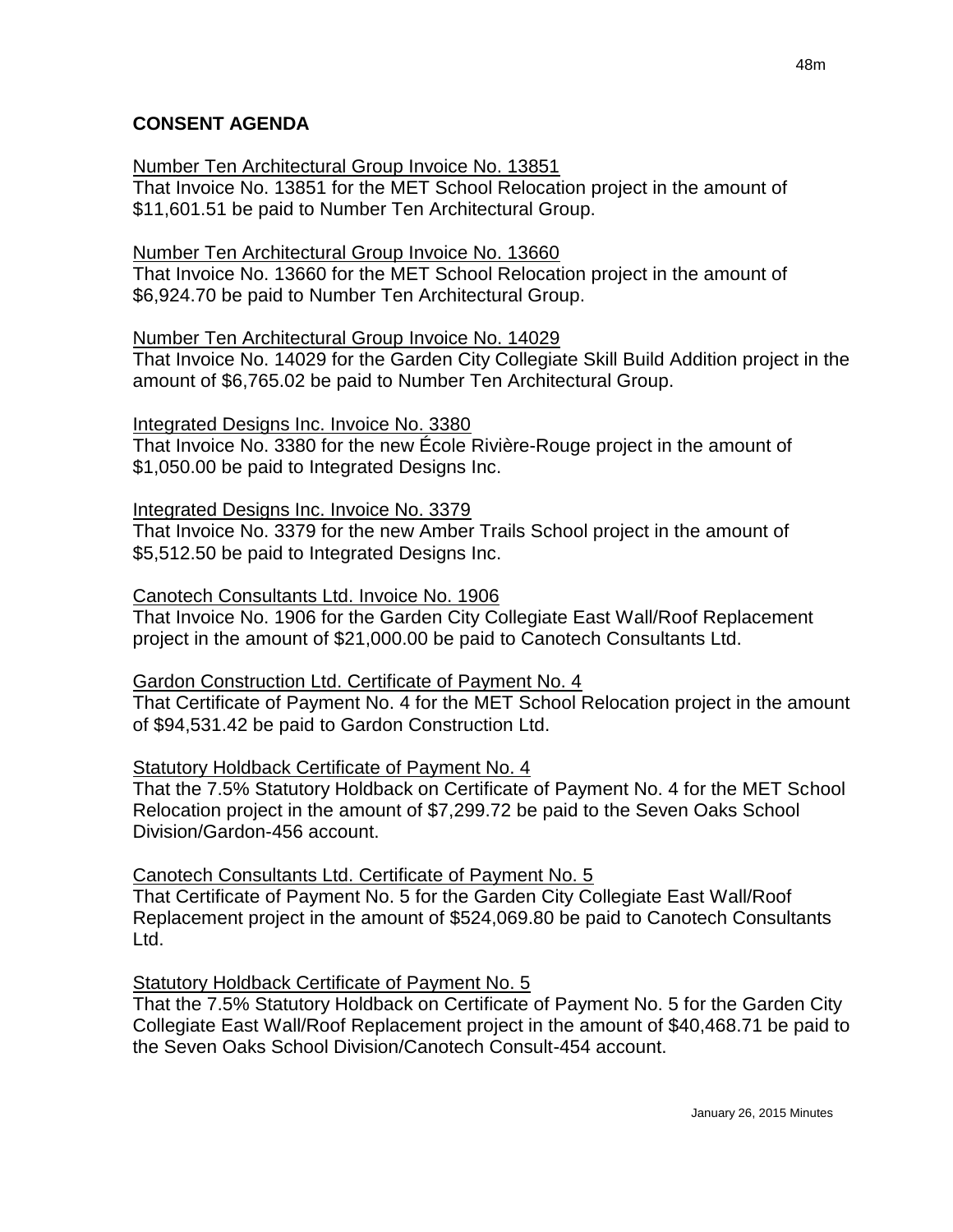## CONSENT AGENDA

Number Ten Architectural Group Invoice No. 13851

That Invoice No. 13851 for the MET School Relocation project in the amount of $11,601.51 be paid to Number Ten Architectural Group.

Number Ten Architectural Group Invoice No. 13660

That Invoice No. 13660 for the MET School Relocation project in the amount of $6,924.70 be paid to Number Ten Architectural Group.

Number Ten Architectural Group Invoice No. 14029

That Invoice No. 14029 for the Garden City Collegiate Skill Build Addition project in the amount of $6,765.02 be paid to Number Ten Architectural Group.

Integrated Designs Inc. Invoice No. 3380

That Invoice No. 3380 for the new École Rivière-Rouge project in the amount of $1,050.00 be paid to Integrated Designs Inc.

Integrated Designs Inc. Invoice No. 3379

That Invoice No. 3379 for the new Amber Trails School project in the amount of $5,512.50 be paid to Integrated Designs Inc.

Canotech Consultants Ltd. Invoice No. 1906

That Invoice No. 1906 for the Garden City Collegiate East Wall/Roof Replacement project in the amount of $21,000.00 be paid to Canotech Consultants Ltd.

Gardon Construction Ltd. Certificate of Payment No. 4

That Certificate of Payment No. 4 for the MET School Relocation project in the amount of $94,531.42 be paid to Gardon Construction Ltd.

Statutory Holdback Certificate of Payment No. 4

That the 7.5% Statutory Holdback on Certificate of Payment No. 4 for the MET School Relocation project in the amount of $7,299.72 be paid to the Seven Oaks School Division/Gardon-456 account.

Canotech Consultants Ltd. Certificate of Payment No. 5

That Certificate of Payment No. 5 for the Garden City Collegiate East Wall/Roof Replacement project in the amount of $524,069.80 be paid to Canotech Consultants Ltd.

Statutory Holdback Certificate of Payment No. 5

That the 7.5% Statutory Holdback on Certificate of Payment No. 5 for the Garden City Collegiate East Wall/Roof Replacement project in the amount of $40,468.71 be paid to the Seven Oaks School Division/Canotech Consult-454 account.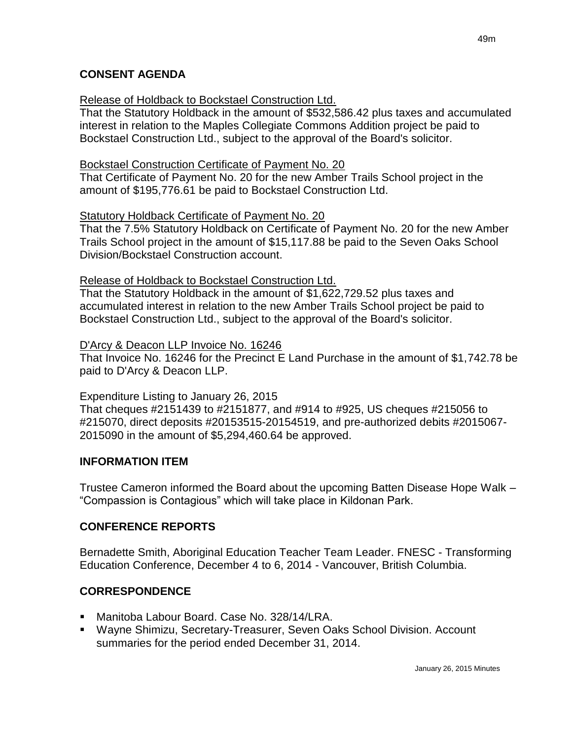## CONSENT AGENDA

Release of Holdback to Bockstael Construction Ltd.
That the Statutory Holdback in the amount of $532,586.42 plus taxes and accumulated interest in relation to the Maples Collegiate Commons Addition project be paid to Bockstael Construction Ltd., subject to the approval of the Board's solicitor.

Bockstael Construction Certificate of Payment No. 20
That Certificate of Payment No. 20 for the new Amber Trails School project in the amount of $195,776.61 be paid to Bockstael Construction Ltd.

Statutory Holdback Certificate of Payment No. 20
That the 7.5% Statutory Holdback on Certificate of Payment No. 20 for the new Amber Trails School project in the amount of $15,117.88 be paid to the Seven Oaks School Division/Bockstael Construction account.

Release of Holdback to Bockstael Construction Ltd.
That the Statutory Holdback in the amount of $1,622,729.52 plus taxes and accumulated interest in relation to the new Amber Trails School project be paid to Bockstael Construction Ltd., subject to the approval of the Board's solicitor.

D'Arcy & Deacon LLP Invoice No. 16246
That Invoice No. 16246 for the Precinct E Land Purchase in the amount of $1,742.78 be paid to D'Arcy & Deacon LLP.

Expenditure Listing to January 26, 2015
That cheques #2151439 to #2151877, and #914 to #925, US cheques #215056 to #215070, direct deposits #20153515-20154519, and pre-authorized debits #2015067-2015090 in the amount of $5,294,460.64 be approved.

## INFORMATION ITEM

Trustee Cameron informed the Board about the upcoming Batten Disease Hope Walk – "Compassion is Contagious" which will take place in Kildonan Park.

## CONFERENCE REPORTS

Bernadette Smith, Aboriginal Education Teacher Team Leader. FNESC - Transforming Education Conference, December 4 to 6, 2014 - Vancouver, British Columbia.

## CORRESPONDENCE

- Manitoba Labour Board. Case No. 328/14/LRA.
- Wayne Shimizu, Secretary-Treasurer, Seven Oaks School Division. Account summaries for the period ended December 31, 2014.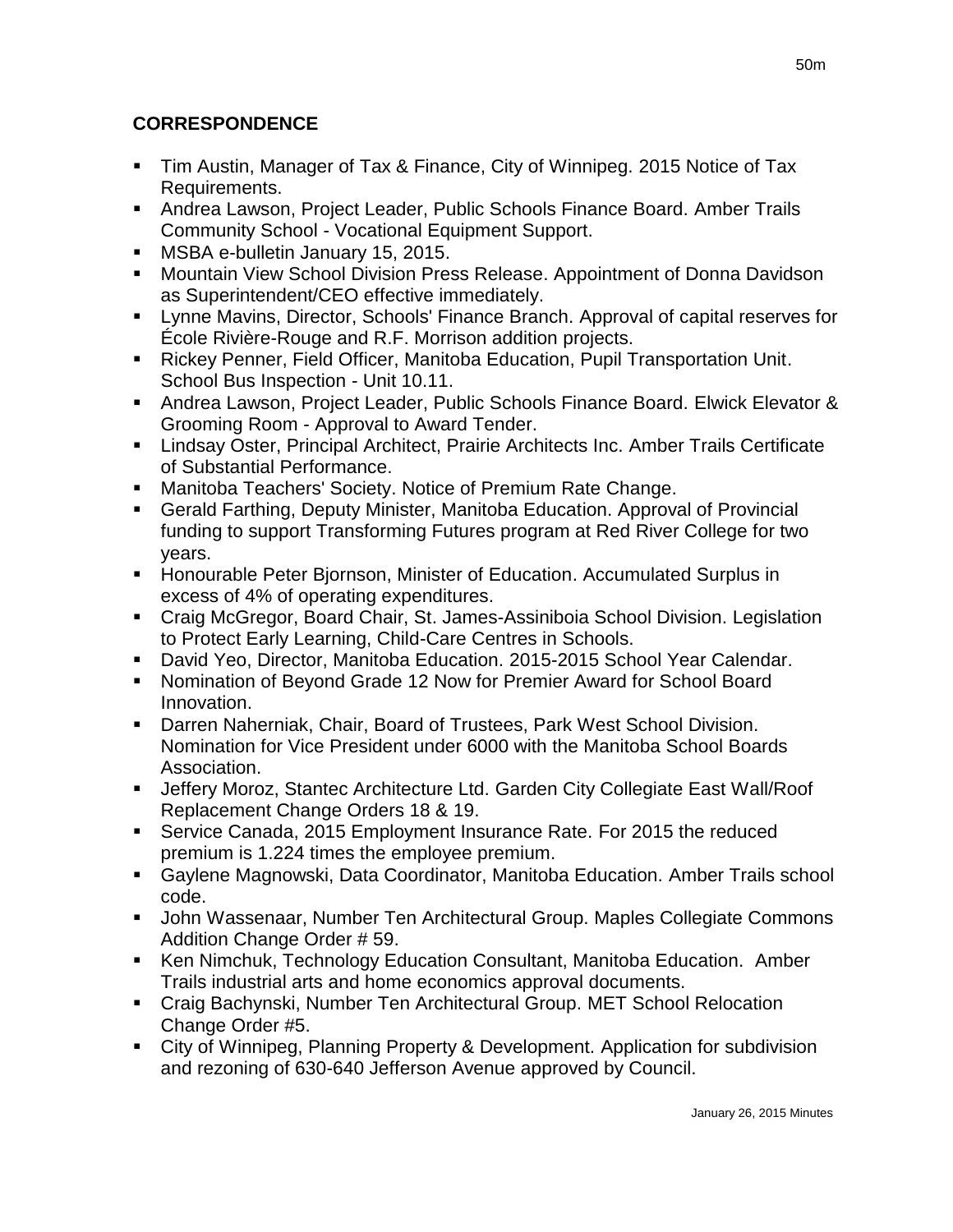## CORRESPONDENCE

- Tim Austin, Manager of Tax & Finance, City of Winnipeg. 2015 Notice of Tax Requirements.
- Andrea Lawson, Project Leader, Public Schools Finance Board. Amber Trails Community School - Vocational Equipment Support.
- MSBA e-bulletin January 15, 2015.
- Mountain View School Division Press Release. Appointment of Donna Davidson as Superintendent/CEO effective immediately.
- Lynne Mavins, Director, Schools' Finance Branch. Approval of capital reserves for École Rivière-Rouge and R.F. Morrison addition projects.
- Rickey Penner, Field Officer, Manitoba Education, Pupil Transportation Unit. School Bus Inspection - Unit 10.11.
- Andrea Lawson, Project Leader, Public Schools Finance Board. Elwick Elevator & Grooming Room - Approval to Award Tender.
- Lindsay Oster, Principal Architect, Prairie Architects Inc. Amber Trails Certificate of Substantial Performance.
- Manitoba Teachers' Society. Notice of Premium Rate Change.
- Gerald Farthing, Deputy Minister, Manitoba Education. Approval of Provincial funding to support Transforming Futures program at Red River College for two years.
- Honourable Peter Bjornson, Minister of Education. Accumulated Surplus in excess of 4% of operating expenditures.
- Craig McGregor, Board Chair, St. James-Assiniboia School Division. Legislation to Protect Early Learning, Child-Care Centres in Schools.
- David Yeo, Director, Manitoba Education. 2015-2015 School Year Calendar.
- Nomination of Beyond Grade 12 Now for Premier Award for School Board Innovation.
- Darren Naherniak, Chair, Board of Trustees, Park West School Division. Nomination for Vice President under 6000 with the Manitoba School Boards Association.
- Jeffery Moroz, Stantec Architecture Ltd. Garden City Collegiate East Wall/Roof Replacement Change Orders 18 & 19.
- Service Canada, 2015 Employment Insurance Rate. For 2015 the reduced premium is 1.224 times the employee premium.
- Gaylene Magnowski, Data Coordinator, Manitoba Education. Amber Trails school code.
- John Wassenaar, Number Ten Architectural Group. Maples Collegiate Commons Addition Change Order # 59.
- Ken Nimchuk, Technology Education Consultant, Manitoba Education. Amber Trails industrial arts and home economics approval documents.
- Craig Bachynski, Number Ten Architectural Group. MET School Relocation Change Order #5.
- City of Winnipeg, Planning Property & Development. Application for subdivision and rezoning of 630-640 Jefferson Avenue approved by Council.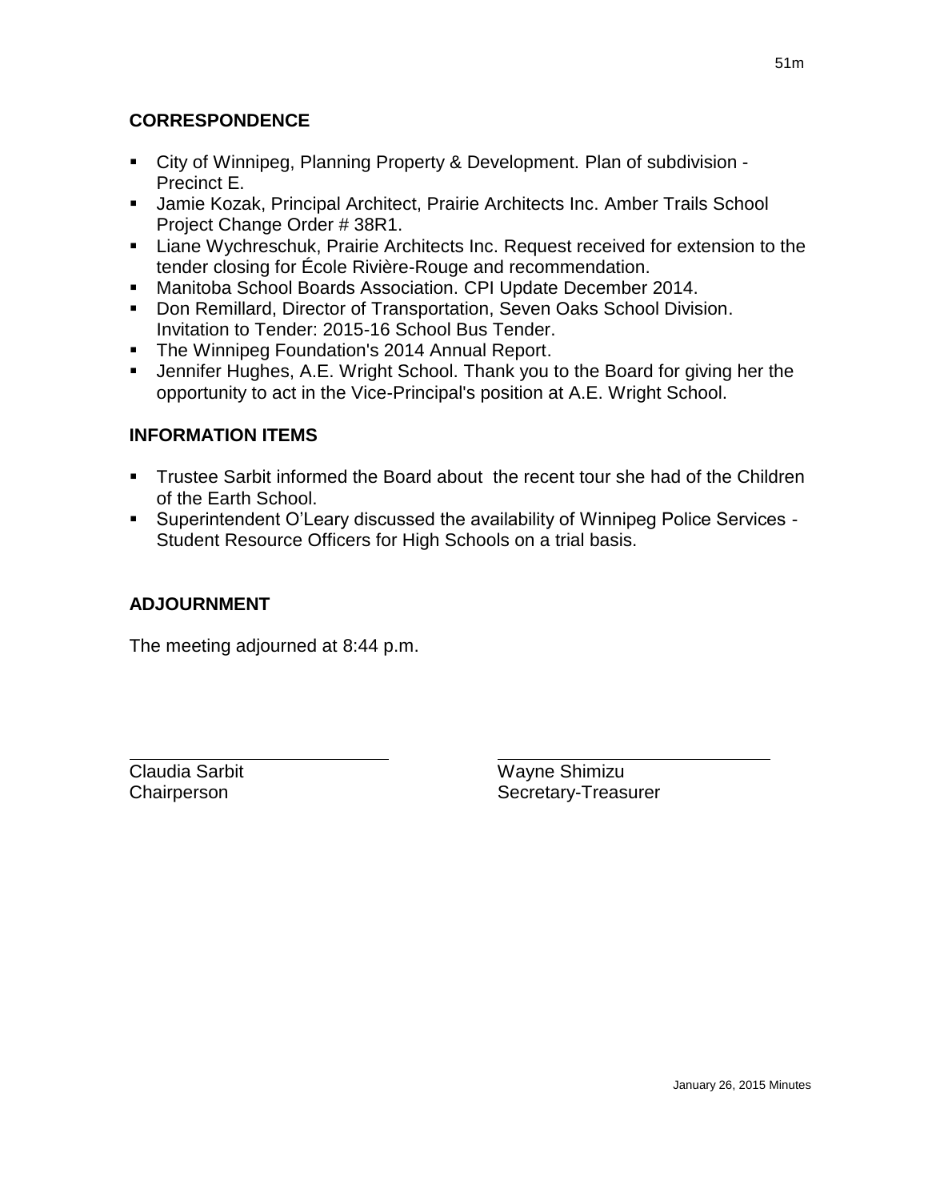## CORRESPONDENCE

- City of Winnipeg, Planning Property & Development. Plan of subdivision - Precinct E.
- Jamie Kozak, Principal Architect, Prairie Architects Inc. Amber Trails School Project Change Order # 38R1.
- Liane Wychreschuk, Prairie Architects Inc. Request received for extension to the tender closing for École Rivière-Rouge and recommendation.
- Manitoba School Boards Association. CPI Update December 2014.
- Don Remillard, Director of Transportation, Seven Oaks School Division. Invitation to Tender: 2015-16 School Bus Tender.
- The Winnipeg Foundation's 2014 Annual Report.
- Jennifer Hughes, A.E. Wright School. Thank you to the Board for giving her the opportunity to act in the Vice-Principal's position at A.E. Wright School.

## INFORMATION ITEMS

- Trustee Sarbit informed the Board about the recent tour she had of the Children of the Earth School.
- Superintendent O'Leary discussed the availability of Winnipeg Police Services - Student Resource Officers for High Schools on a trial basis.

## ADJOURNMENT

The meeting adjourned at 8:44 p.m.

| | |
|---|---|
| Claudia Sarbit | Wayne Shimizu |
| Chairperson | Secretary-Treasurer |